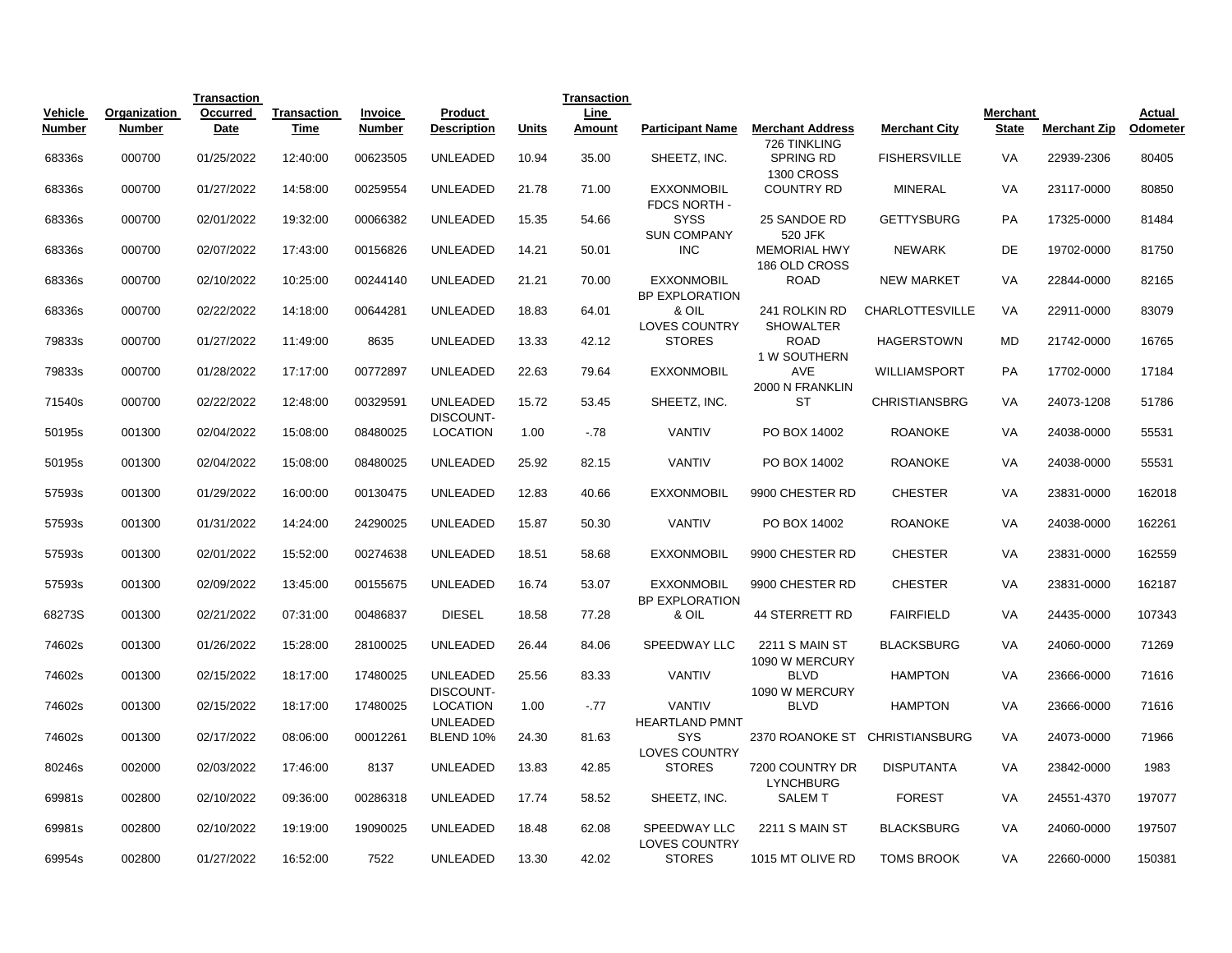| Vehicle Number | Organization Number | Transaction Occurred Date | Transaction Time | Invoice Number | Product Description | Units | Transaction Line Amount | Participant Name | Merchant Address | Merchant City | Merchant State | Merchant Zip | Actual Odometer |
|---|---|---|---|---|---|---|---|---|---|---|---|---|---|
| 68336s | 000700 | 01/25/2022 | 12:40:00 | 00623505 | UNLEADED | 10.94 | 35.00 | SHEETZ, INC. | 726 TINKLING SPRING RD | FISHERSVILLE | VA | 22939-2306 | 80405 |
| 68336s | 000700 | 01/27/2022 | 14:58:00 | 00259554 | UNLEADED | 21.78 | 71.00 | EXXONMOBIL | 1300 CROSS COUNTRY RD | MINERAL | VA | 23117-0000 | 80850 |
| 68336s | 000700 | 02/01/2022 | 19:32:00 | 00066382 | UNLEADED | 15.35 | 54.66 | FDCS NORTH - SYSS | 25 SANDOE RD | GETTYSBURG | PA | 17325-0000 | 81484 |
| 68336s | 000700 | 02/07/2022 | 17:43:00 | 00156826 | UNLEADED | 14.21 | 50.01 | SUN COMPANY INC | 520 JFK MEMORIAL HWY | NEWARK | DE | 19702-0000 | 81750 |
| 68336s | 000700 | 02/10/2022 | 10:25:00 | 00244140 | UNLEADED | 21.21 | 70.00 | EXXONMOBIL | 186 OLD CROSS ROAD | NEW MARKET | VA | 22844-0000 | 82165 |
| 68336s | 000700 | 02/22/2022 | 14:18:00 | 00644281 | UNLEADED | 18.83 | 64.01 | BP EXPLORATION & OIL | 241 ROLKIN RD | CHARLOTTESVILLE | VA | 22911-0000 | 83079 |
| 79833s | 000700 | 01/27/2022 | 11:49:00 | 8635 | UNLEADED | 13.33 | 42.12 | LOVES COUNTRY STORES | SHOWALTER ROAD | HAGERSTOWN | MD | 21742-0000 | 16765 |
| 79833s | 000700 | 01/28/2022 | 17:17:00 | 00772897 | UNLEADED | 22.63 | 79.64 | EXXONMOBIL | 1 W SOUTHERN AVE | WILLIAMSPORT | PA | 17702-0000 | 17184 |
| 71540s | 000700 | 02/22/2022 | 12:48:00 | 00329591 | UNLEADED | 15.72 | 53.45 | SHEETZ, INC. | 2000 N FRANKLIN ST | CHRISTIANSBRG | VA | 24073-1208 | 51786 |
| 50195s | 001300 | 02/04/2022 | 15:08:00 | 08480025 | DISCOUNT-LOCATION | 1.00 | -.78 | VANTIV | PO BOX 14002 | ROANOKE | VA | 24038-0000 | 55531 |
| 50195s | 001300 | 02/04/2022 | 15:08:00 | 08480025 | UNLEADED | 25.92 | 82.15 | VANTIV | PO BOX 14002 | ROANOKE | VA | 24038-0000 | 55531 |
| 57593s | 001300 | 01/29/2022 | 16:00:00 | 00130475 | UNLEADED | 12.83 | 40.66 | EXXONMOBIL | 9900 CHESTER RD | CHESTER | VA | 23831-0000 | 162018 |
| 57593s | 001300 | 01/31/2022 | 14:24:00 | 24290025 | UNLEADED | 15.87 | 50.30 | VANTIV | PO BOX 14002 | ROANOKE | VA | 24038-0000 | 162261 |
| 57593s | 001300 | 02/01/2022 | 15:52:00 | 00274638 | UNLEADED | 18.51 | 58.68 | EXXONMOBIL | 9900 CHESTER RD | CHESTER | VA | 23831-0000 | 162559 |
| 57593s | 001300 | 02/09/2022 | 13:45:00 | 00155675 | UNLEADED | 16.74 | 53.07 | EXXONMOBIL | 9900 CHESTER RD | CHESTER | VA | 23831-0000 | 162187 |
| 68273S | 001300 | 02/21/2022 | 07:31:00 | 00486837 | DIESEL | 18.58 | 77.28 | BP EXPLORATION & OIL | 44 STERRETT RD | FAIRFIELD | VA | 24435-0000 | 107343 |
| 74602s | 001300 | 01/26/2022 | 15:28:00 | 28100025 | UNLEADED | 26.44 | 84.06 | SPEEDWAY LLC | 2211 S MAIN ST | BLACKSBURG | VA | 24060-0000 | 71269 |
| 74602s | 001300 | 02/15/2022 | 18:17:00 | 17480025 | UNLEADED | 25.56 | 83.33 | VANTIV | 1090 W MERCURY BLVD | HAMPTON | VA | 23666-0000 | 71616 |
| 74602s | 001300 | 02/15/2022 | 18:17:00 | 17480025 | DISCOUNT-LOCATION | 1.00 | -.77 | VANTIV | 1090 W MERCURY BLVD | HAMPTON | VA | 23666-0000 | 71616 |
| 74602s | 001300 | 02/17/2022 | 08:06:00 | 00012261 | UNLEADED BLEND 10% | 24.30 | 81.63 | HEARTLAND PMNT SYS | 2370 ROANOKE ST | CHRISTIANSBURG | VA | 24073-0000 | 71966 |
| 80246s | 002000 | 02/03/2022 | 17:46:00 | 8137 | UNLEADED | 13.83 | 42.85 | LOVES COUNTRY STORES | 7200 COUNTRY DR | DISPUTANTA | VA | 23842-0000 | 1983 |
| 69981s | 002800 | 02/10/2022 | 09:36:00 | 00286318 | UNLEADED | 17.74 | 58.52 | SHEETZ, INC. | LYNCHBURG SALEM T | FOREST | VA | 24551-4370 | 197077 |
| 69981s | 002800 | 02/10/2022 | 19:19:00 | 19090025 | UNLEADED | 18.48 | 62.08 | SPEEDWAY LLC | 2211 S MAIN ST | BLACKSBURG | VA | 24060-0000 | 197507 |
| 69954s | 002800 | 01/27/2022 | 16:52:00 | 7522 | UNLEADED | 13.30 | 42.02 | LOVES COUNTRY STORES | 1015 MT OLIVE RD | TOMS BROOK | VA | 22660-0000 | 150381 |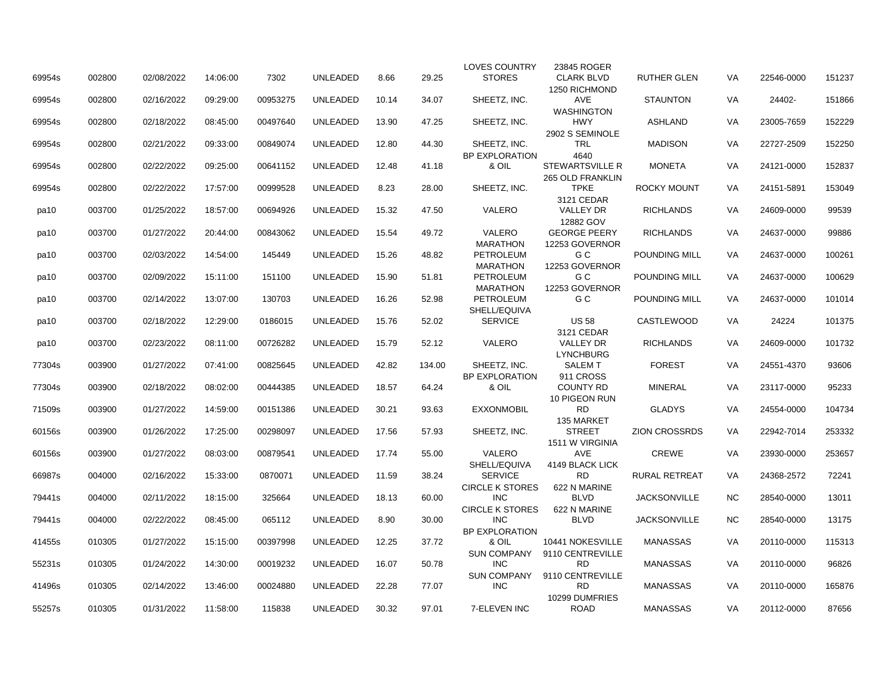| | | | | | | | | | | | | | |
|---|---|---|---|---|---|---|---|---|---|---|---|---|---|
| 69954s | 002800 | 02/08/2022 | 14:06:00 | 7302 | UNLEADED | 8.66 | 29.25 | LOVES COUNTRY STORES | 23845 ROGER CLARK BLVD | RUTHER GLEN | VA | 22546-0000 | 151237 |
| 69954s | 002800 | 02/16/2022 | 09:29:00 | 00953275 | UNLEADED | 10.14 | 34.07 | SHEETZ, INC. | 1250 RICHMOND AVE | STAUNTON | VA | 24402- | 151866 |
| 69954s | 002800 | 02/18/2022 | 08:45:00 | 00497640 | UNLEADED | 13.90 | 47.25 | SHEETZ, INC. | WASHINGTON HWY | ASHLAND | VA | 23005-7659 | 152229 |
| 69954s | 002800 | 02/21/2022 | 09:33:00 | 00849074 | UNLEADED | 12.80 | 44.30 | SHEETZ, INC. | 2902 S SEMINOLE TRL | MADISON | VA | 22727-2509 | 152250 |
| 69954s | 002800 | 02/22/2022 | 09:25:00 | 00641152 | UNLEADED | 12.48 | 41.18 | BP EXPLORATION & OIL | 4640 STEWARTSVILLE R | MONETA | VA | 24121-0000 | 152837 |
| 69954s | 002800 | 02/22/2022 | 17:57:00 | 00999528 | UNLEADED | 8.23 | 28.00 | SHEETZ, INC. | 265 OLD FRANKLIN TPKE | ROCKY MOUNT | VA | 24151-5891 | 153049 |
| pa10 | 003700 | 01/25/2022 | 18:57:00 | 00694926 | UNLEADED | 15.32 | 47.50 | VALERO | 3121 CEDAR VALLEY DR | RICHLANDS | VA | 24609-0000 | 99539 |
| pa10 | 003700 | 01/27/2022 | 20:44:00 | 00843062 | UNLEADED | 15.54 | 49.72 | VALERO | 12882 GOV GEORGE PEERY | RICHLANDS | VA | 24637-0000 | 99886 |
| pa10 | 003700 | 02/03/2022 | 14:54:00 | 145449 | UNLEADED | 15.26 | 48.82 | MARATHON PETROLEUM | 12253 GOVERNOR G C | POUNDING MILL | VA | 24637-0000 | 100261 |
| pa10 | 003700 | 02/09/2022 | 15:11:00 | 151100 | UNLEADED | 15.90 | 51.81 | MARATHON PETROLEUM | 12253 GOVERNOR G C | POUNDING MILL | VA | 24637-0000 | 100629 |
| pa10 | 003700 | 02/14/2022 | 13:07:00 | 130703 | UNLEADED | 16.26 | 52.98 | MARATHON PETROLEUM | 12253 GOVERNOR G C | POUNDING MILL | VA | 24637-0000 | 101014 |
| pa10 | 003700 | 02/18/2022 | 12:29:00 | 0186015 | UNLEADED | 15.76 | 52.02 | SHELL/EQUIVA SERVICE | US 58 | CASTLEWOOD | VA | 24224 | 101375 |
| pa10 | 003700 | 02/23/2022 | 08:11:00 | 00726282 | UNLEADED | 15.79 | 52.12 | VALERO | 3121 CEDAR VALLEY DR | RICHLANDS | VA | 24609-0000 | 101732 |
| 77304s | 003900 | 01/27/2022 | 07:41:00 | 00825645 | UNLEADED | 42.82 | 134.00 | SHEETZ, INC. | LYNCHBURG SALEM T | FOREST | VA | 24551-4370 | 93606 |
| 77304s | 003900 | 02/18/2022 | 08:02:00 | 00444385 | UNLEADED | 18.57 | 64.24 | BP EXPLORATION & OIL | 911 CROSS COUNTY RD | MINERAL | VA | 23117-0000 | 95233 |
| 71509s | 003900 | 01/27/2022 | 14:59:00 | 00151386 | UNLEADED | 30.21 | 93.63 | EXXONMOBIL | 10 PIGEON RUN RD | GLADYS | VA | 24554-0000 | 104734 |
| 60156s | 003900 | 01/26/2022 | 17:25:00 | 00298097 | UNLEADED | 17.56 | 57.93 | SHEETZ, INC. | 135 MARKET STREET | ZION CROSSRDS | VA | 22942-7014 | 253332 |
| 60156s | 003900 | 01/27/2022 | 08:03:00 | 00879541 | UNLEADED | 17.74 | 55.00 | VALERO | 1511 W VIRGINIA AVE | CREWE | VA | 23930-0000 | 253657 |
| 66987s | 004000 | 02/16/2022 | 15:33:00 | 0870071 | UNLEADED | 11.59 | 38.24 | SHELL/EQUIVA SERVICE | 4149 BLACK LICK RD | RURAL RETREAT | VA | 24368-2572 | 72241 |
| 79441s | 004000 | 02/11/2022 | 18:15:00 | 325664 | UNLEADED | 18.13 | 60.00 | CIRCLE K STORES INC | 622 N MARINE BLVD | JACKSONVILLE | NC | 28540-0000 | 13011 |
| 79441s | 004000 | 02/22/2022 | 08:45:00 | 065112 | UNLEADED | 8.90 | 30.00 | CIRCLE K STORES INC | 622 N MARINE BLVD | JACKSONVILLE | NC | 28540-0000 | 13175 |
| 41455s | 010305 | 01/27/2022 | 15:15:00 | 00397998 | UNLEADED | 12.25 | 37.72 | BP EXPLORATION & OIL | 10441 NOKESVILLE | MANASSAS | VA | 20110-0000 | 115313 |
| 55231s | 010305 | 01/24/2022 | 14:30:00 | 00019232 | UNLEADED | 16.07 | 50.78 | SUN COMPANY INC | 9110 CENTREVILLE RD | MANASSAS | VA | 20110-0000 | 96826 |
| 41496s | 010305 | 02/14/2022 | 13:46:00 | 00024880 | UNLEADED | 22.28 | 77.07 | SUN COMPANY INC | 9110 CENTREVILLE RD | MANASSAS | VA | 20110-0000 | 165876 |
| 55257s | 010305 | 01/31/2022 | 11:58:00 | 115838 | UNLEADED | 30.32 | 97.01 | 7-ELEVEN INC | 10299 DUMFRIES ROAD | MANASSAS | VA | 20112-0000 | 87656 |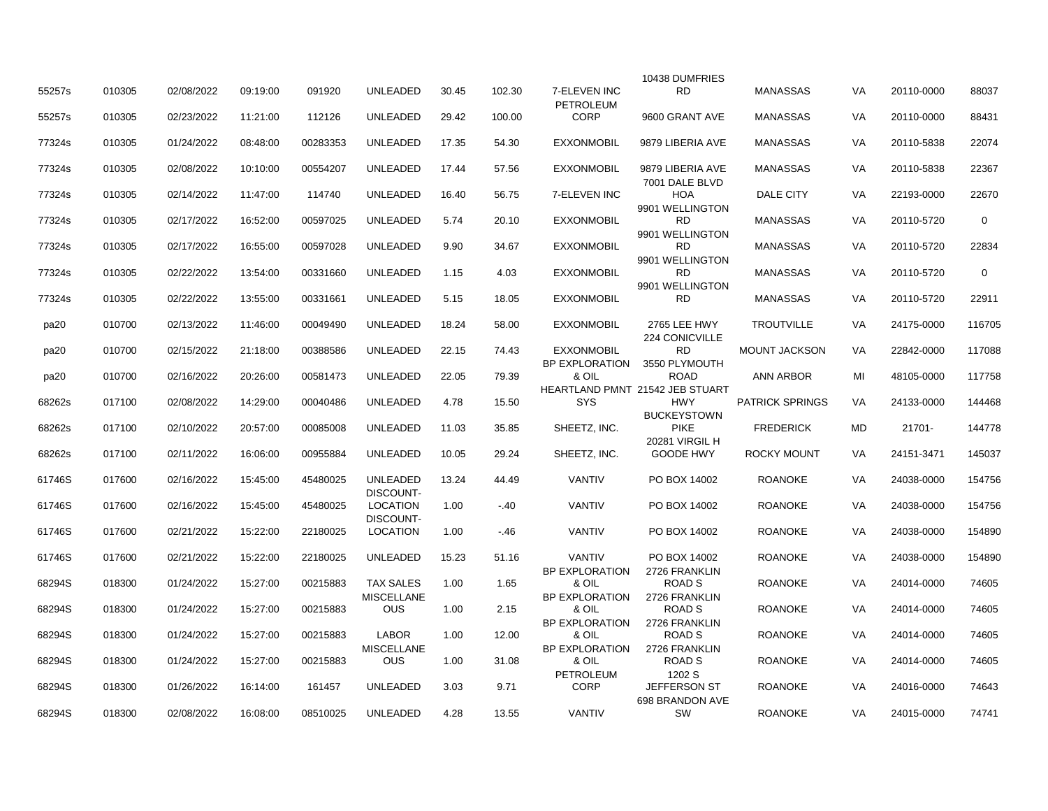| | | | | | | | | | | | | | |
|---|---|---|---|---|---|---|---|---|---|---|---|---|---|
| 55257s | 010305 | 02/08/2022 | 09:19:00 | 091920 | UNLEADED | 30.45 | 102.30 | 7-ELEVEN INC | 10438 DUMFRIES RD | MANASSAS | VA | 20110-0000 | 88037 |
| 55257s | 010305 | 02/23/2022 | 11:21:00 | 112126 | UNLEADED | 29.42 | 100.00 | PETROLEUM CORP | 9600 GRANT AVE | MANASSAS | VA | 20110-0000 | 88431 |
| 77324s | 010305 | 01/24/2022 | 08:48:00 | 00283353 | UNLEADED | 17.35 | 54.30 | EXXONMOBIL | 9879 LIBERIA AVE | MANASSAS | VA | 20110-5838 | 22074 |
| 77324s | 010305 | 02/08/2022 | 10:10:00 | 00554207 | UNLEADED | 17.44 | 57.56 | EXXONMOBIL | 9879 LIBERIA AVE | MANASSAS | VA | 20110-5838 | 22367 |
| 77324s | 010305 | 02/14/2022 | 11:47:00 | 114740 | UNLEADED | 16.40 | 56.75 | 7-ELEVEN INC | 7001 DALE BLVD HOA | DALE CITY | VA | 22193-0000 | 22670 |
| 77324s | 010305 | 02/17/2022 | 16:52:00 | 00597025 | UNLEADED | 5.74 | 20.10 | EXXONMOBIL | 9901 WELLINGTON RD | MANASSAS | VA | 20110-5720 | 0 |
| 77324s | 010305 | 02/17/2022 | 16:55:00 | 00597028 | UNLEADED | 9.90 | 34.67 | EXXONMOBIL | 9901 WELLINGTON RD | MANASSAS | VA | 20110-5720 | 22834 |
| 77324s | 010305 | 02/22/2022 | 13:54:00 | 00331660 | UNLEADED | 1.15 | 4.03 | EXXONMOBIL | 9901 WELLINGTON RD | MANASSAS | VA | 20110-5720 | 0 |
| 77324s | 010305 | 02/22/2022 | 13:55:00 | 00331661 | UNLEADED | 5.15 | 18.05 | EXXONMOBIL | 9901 WELLINGTON RD | MANASSAS | VA | 20110-5720 | 22911 |
| pa20 | 010700 | 02/13/2022 | 11:46:00 | 00049490 | UNLEADED | 18.24 | 58.00 | EXXONMOBIL | 2765 LEE HWY | TROUTVILLE | VA | 24175-0000 | 116705 |
| pa20 | 010700 | 02/15/2022 | 21:18:00 | 00388586 | UNLEADED | 22.15 | 74.43 | EXXONMOBIL | 224 CONICVILLE RD | MOUNT JACKSON | VA | 22842-0000 | 117088 |
| pa20 | 010700 | 02/16/2022 | 20:26:00 | 00581473 | UNLEADED | 22.05 | 79.39 | BP EXPLORATION & OIL | 3550 PLYMOUTH ROAD | ANN ARBOR | MI | 48105-0000 | 117758 |
| 68262s | 017100 | 02/08/2022 | 14:29:00 | 00040486 | UNLEADED | 4.78 | 15.50 | HEARTLAND PMNT SYS | 21542 JEB STUART HWY | PATRICK SPRINGS | VA | 24133-0000 | 144468 |
| 68262s | 017100 | 02/10/2022 | 20:57:00 | 00085008 | UNLEADED | 11.03 | 35.85 | SHEETZ, INC. | BUCKEYSTOWN PIKE | FREDERICK | MD | 21701- | 144778 |
| 68262s | 017100 | 02/11/2022 | 16:06:00 | 00955884 | UNLEADED | 10.05 | 29.24 | SHEETZ, INC. | 20281 VIRGIL H GOODE HWY | ROCKY MOUNT | VA | 24151-3471 | 145037 |
| 61746S | 017600 | 02/16/2022 | 15:45:00 | 45480025 | UNLEADED | 13.24 | 44.49 | VANTIV | PO BOX 14002 | ROANOKE | VA | 24038-0000 | 154756 |
| 61746S | 017600 | 02/16/2022 | 15:45:00 | 45480025 | DISCOUNT-LOCATION | 1.00 | -.40 | VANTIV | PO BOX 14002 | ROANOKE | VA | 24038-0000 | 154756 |
| 61746S | 017600 | 02/21/2022 | 15:22:00 | 22180025 | DISCOUNT-LOCATION | 1.00 | -.46 | VANTIV | PO BOX 14002 | ROANOKE | VA | 24038-0000 | 154890 |
| 61746S | 017600 | 02/21/2022 | 15:22:00 | 22180025 | UNLEADED | 15.23 | 51.16 | VANTIV | PO BOX 14002 | ROANOKE | VA | 24038-0000 | 154890 |
| 68294S | 018300 | 01/24/2022 | 15:27:00 | 00215883 | TAX SALES | 1.00 | 1.65 | BP EXPLORATION & OIL | 2726 FRANKLIN ROAD S | ROANOKE | VA | 24014-0000 | 74605 |
| 68294S | 018300 | 01/24/2022 | 15:27:00 | 00215883 | MISCELLANEOUS | 1.00 | 2.15 | BP EXPLORATION & OIL | 2726 FRANKLIN ROAD S | ROANOKE | VA | 24014-0000 | 74605 |
| 68294S | 018300 | 01/24/2022 | 15:27:00 | 00215883 | LABOR | 1.00 | 12.00 | BP EXPLORATION & OIL | 2726 FRANKLIN ROAD S | ROANOKE | VA | 24014-0000 | 74605 |
| 68294S | 018300 | 01/24/2022 | 15:27:00 | 00215883 | MISCELLANEOUS | 1.00 | 31.08 | BP EXPLORATION & OIL | 2726 FRANKLIN ROAD S | ROANOKE | VA | 24014-0000 | 74605 |
| 68294S | 018300 | 01/26/2022 | 16:14:00 | 161457 | UNLEADED | 3.03 | 9.71 | PETROLEUM CORP | 1202 S JEFFERSON ST | ROANOKE | VA | 24016-0000 | 74643 |
| 68294S | 018300 | 02/08/2022 | 16:08:00 | 08510025 | UNLEADED | 4.28 | 13.55 | VANTIV | 698 BRANDON AVE SW | ROANOKE | VA | 24015-0000 | 74741 |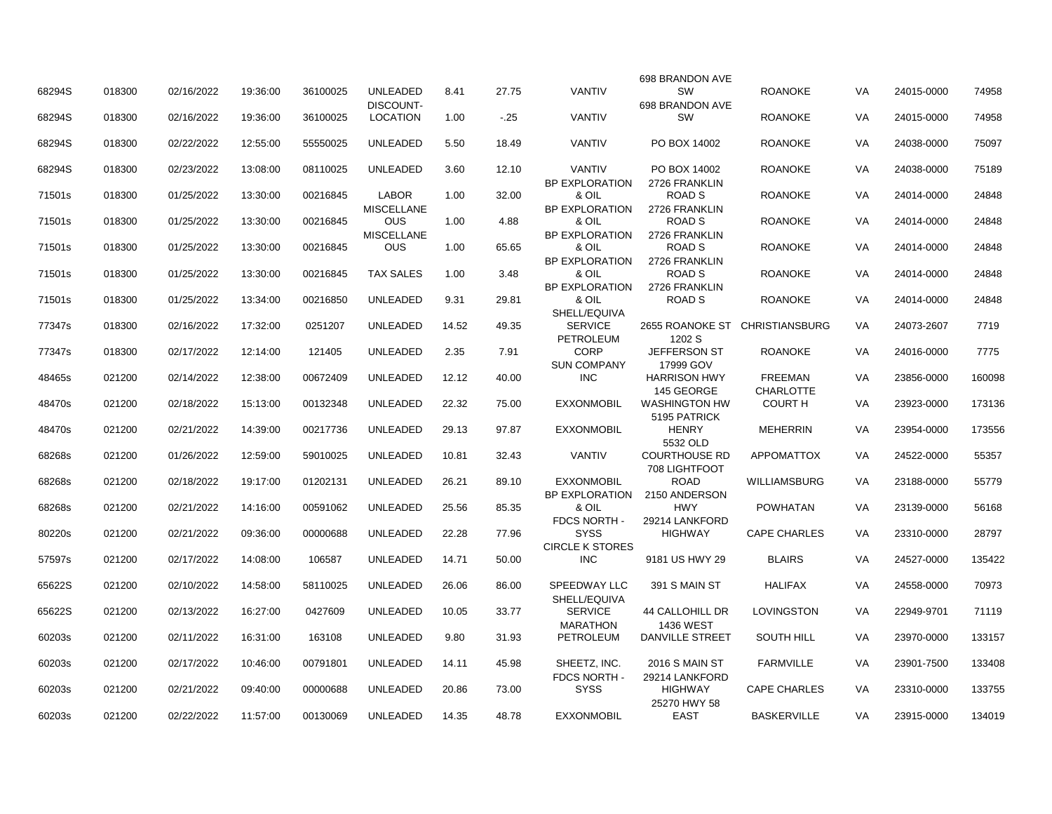|  |  |  |  |  |  |  |  |  |  |  |  |  |  |
|---|---|---|---|---|---|---|---|---|---|---|---|---|---|
| 68294S | 018300 | 02/16/2022 | 19:36:00 | 36100025 | UNLEADED | 8.41 | 27.75 | VANTIV | 698 BRANDON AVE SW | ROANOKE | VA | 24015-0000 | 74958 |
| 68294S | 018300 | 02/16/2022 | 19:36:00 | 36100025 | DISCOUNT-LOCATION | 1.00 | -.25 | VANTIV | 698 BRANDON AVE SW | ROANOKE | VA | 24015-0000 | 74958 |
| 68294S | 018300 | 02/22/2022 | 12:55:00 | 55550025 | UNLEADED | 5.50 | 18.49 | VANTIV | PO BOX 14002 | ROANOKE | VA | 24038-0000 | 75097 |
| 68294S | 018300 | 02/23/2022 | 13:08:00 | 08110025 | UNLEADED | 3.60 | 12.10 | VANTIV | PO BOX 14002 | ROANOKE | VA | 24038-0000 | 75189 |
| 71501s | 018300 | 01/25/2022 | 13:30:00 | 00216845 | LABOR | 1.00 | 32.00 | BP EXPLORATION & OIL | 2726 FRANKLIN ROAD S | ROANOKE | VA | 24014-0000 | 24848 |
| 71501s | 018300 | 01/25/2022 | 13:30:00 | 00216845 | MISCELLANEOUS | 1.00 | 4.88 | BP EXPLORATION & OIL | 2726 FRANKLIN ROAD S | ROANOKE | VA | 24014-0000 | 24848 |
| 71501s | 018300 | 01/25/2022 | 13:30:00 | 00216845 | MISCELLANEOUS | 1.00 | 65.65 | BP EXPLORATION & OIL | 2726 FRANKLIN ROAD S | ROANOKE | VA | 24014-0000 | 24848 |
| 71501s | 018300 | 01/25/2022 | 13:30:00 | 00216845 | TAX SALES | 1.00 | 3.48 | BP EXPLORATION & OIL | 2726 FRANKLIN ROAD S | ROANOKE | VA | 24014-0000 | 24848 |
| 71501s | 018300 | 01/25/2022 | 13:34:00 | 00216850 | UNLEADED | 9.31 | 29.81 | BP EXPLORATION & OIL | 2726 FRANKLIN ROAD S | ROANOKE | VA | 24014-0000 | 24848 |
| 77347s | 018300 | 02/16/2022 | 17:32:00 | 0251207 | UNLEADED | 14.52 | 49.35 | SHELL/EQUIVA SERVICE | 2655 ROANOKE ST | CHRISTIANSBURG | VA | 24073-2607 | 7719 |
| 77347s | 018300 | 02/17/2022 | 12:14:00 | 121405 | UNLEADED | 2.35 | 7.91 | PETROLEUM CORP | 1202 S JEFFERSON ST | ROANOKE | VA | 24016-0000 | 7775 |
| 48465s | 021200 | 02/14/2022 | 12:38:00 | 00672409 | UNLEADED | 12.12 | 40.00 | SUN COMPANY INC | 17999 GOV HARRISON HWY | FREEMAN | VA | 23856-0000 | 160098 |
| 48470s | 021200 | 02/18/2022 | 15:13:00 | 00132348 | UNLEADED | 22.32 | 75.00 | EXXONMOBIL | 145 GEORGE WASHINGTON HW | CHARLOTTE COURT H | VA | 23923-0000 | 173136 |
| 48470s | 021200 | 02/21/2022 | 14:39:00 | 00217736 | UNLEADED | 29.13 | 97.87 | EXXONMOBIL | 5195 PATRICK HENRY | MEHERRIN | VA | 23954-0000 | 173556 |
| 68268s | 021200 | 01/26/2022 | 12:59:00 | 59010025 | UNLEADED | 10.81 | 32.43 | VANTIV | 5532 OLD COURTHOUSE RD | APPOMATTOX | VA | 24522-0000 | 55357 |
| 68268s | 021200 | 02/18/2022 | 19:17:00 | 01202131 | UNLEADED | 26.21 | 89.10 | EXXONMOBIL | 708 LIGHTFOOT ROAD | WILLIAMSBURG | VA | 23188-0000 | 55779 |
| 68268s | 021200 | 02/21/2022 | 14:16:00 | 00591062 | UNLEADED | 25.56 | 85.35 | BP EXPLORATION & OIL | 2150 ANDERSON HWY | POWHATAN | VA | 23139-0000 | 56168 |
| 80220s | 021200 | 02/21/2022 | 09:36:00 | 00000688 | UNLEADED | 22.28 | 77.96 | FDCS NORTH - SYSS | 29214 LANKFORD HIGHWAY | CAPE CHARLES | VA | 23310-0000 | 28797 |
| 57597s | 021200 | 02/17/2022 | 14:08:00 | 106587 | UNLEADED | 14.71 | 50.00 | CIRCLE K STORES INC | 9181 US HWY 29 | BLAIRS | VA | 24527-0000 | 135422 |
| 65622S | 021200 | 02/10/2022 | 14:58:00 | 58110025 | UNLEADED | 26.06 | 86.00 | SPEEDWAY LLC | 391 S MAIN ST | HALIFAX | VA | 24558-0000 | 70973 |
| 65622S | 021200 | 02/13/2022 | 16:27:00 | 0427609 | UNLEADED | 10.05 | 33.77 | SHELL/EQUIVA SERVICE | 44 CALLOHILL DR | LOVINGSTON | VA | 22949-9701 | 71119 |
| 60203s | 021200 | 02/11/2022 | 16:31:00 | 163108 | UNLEADED | 9.80 | 31.93 | MARATHON PETROLEUM | 1436 WEST DANVILLE STREET | SOUTH HILL | VA | 23970-0000 | 133157 |
| 60203s | 021200 | 02/17/2022 | 10:46:00 | 00791801 | UNLEADED | 14.11 | 45.98 | SHEETZ, INC. | 2016 S MAIN ST | FARMVILLE | VA | 23901-7500 | 133408 |
| 60203s | 021200 | 02/21/2022 | 09:40:00 | 00000688 | UNLEADED | 20.86 | 73.00 | FDCS NORTH - SYSS | 29214 LANKFORD HIGHWAY | CAPE CHARLES | VA | 23310-0000 | 133755 |
| 60203s | 021200 | 02/22/2022 | 11:57:00 | 00130069 | UNLEADED | 14.35 | 48.78 | EXXONMOBIL | 25270 HWY 58 EAST | BASKERVILLE | VA | 23915-0000 | 134019 |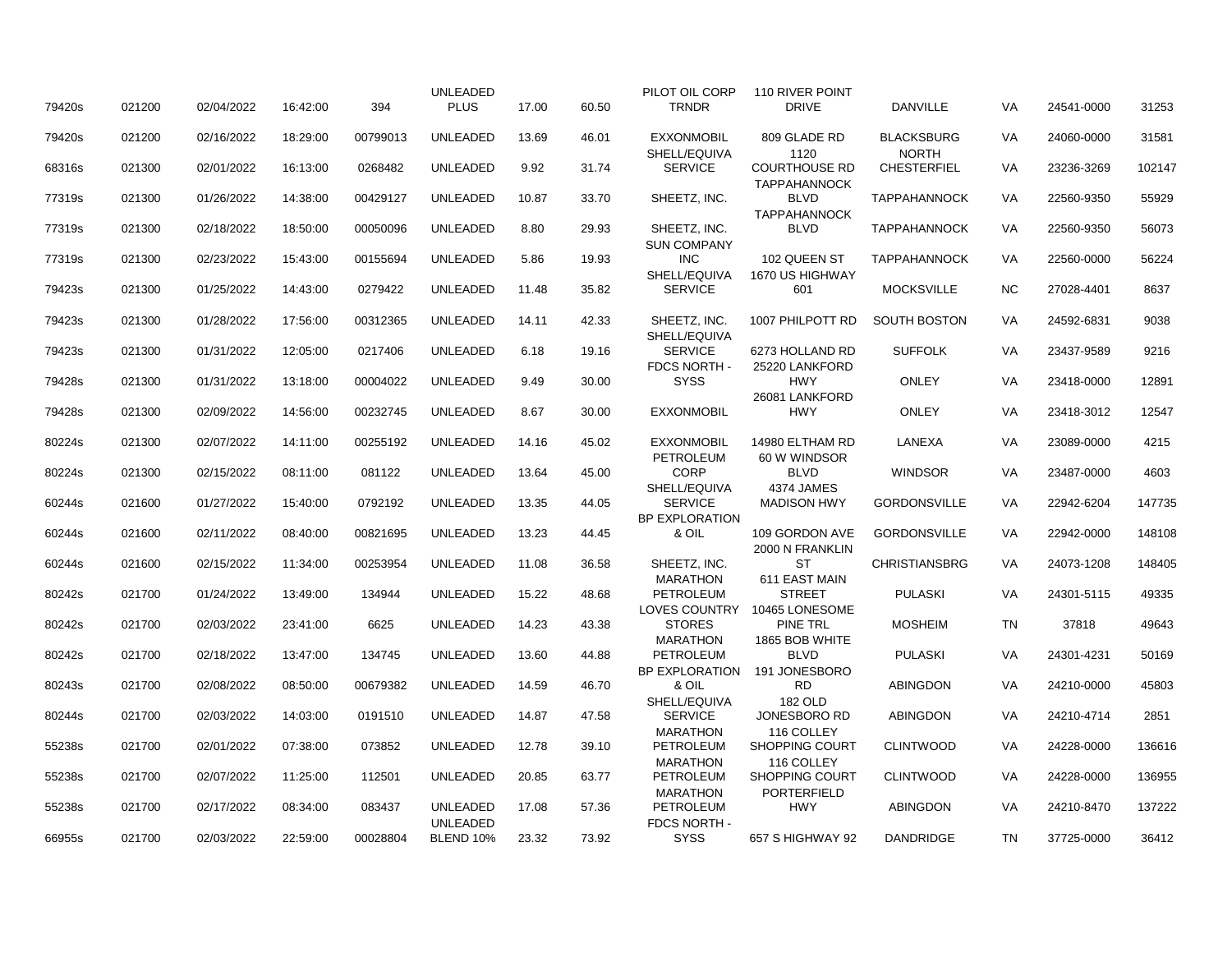| | | | | | | | | | | | | | |
|---|---|---|---|---|---|---|---|---|---|---|---|---|---|
| 79420s | 021200 | 02/04/2022 | 16:42:00 | 394 | UNLEADED PLUS | 17.00 | 60.50 | PILOT OIL CORP TRNDR | 110 RIVER POINT DRIVE | DANVILLE | VA | 24541-0000 | 31253 |
| 79420s | 021200 | 02/16/2022 | 18:29:00 | 00799013 | UNLEADED | 13.69 | 46.01 | EXXONMOBIL | 809 GLADE RD | BLACKSBURG | VA | 24060-0000 | 31581 |
| 68316s | 021300 | 02/01/2022 | 16:13:00 | 0268482 | UNLEADED | 9.92 | 31.74 | SHELL/EQUIVA SERVICE | 1120 COURTHOUSE RD | NORTH CHESTERFIEL | VA | 23236-3269 | 102147 |
| 77319s | 021300 | 01/26/2022 | 14:38:00 | 00429127 | UNLEADED | 10.87 | 33.70 | SHEETZ, INC. | TAPPAHANNOCK BLVD | TAPPAHANNOCK | VA | 22560-9350 | 55929 |
| 77319s | 021300 | 02/18/2022 | 18:50:00 | 00050096 | UNLEADED | 8.80 | 29.93 | SHEETZ, INC. | TAPPAHANNOCK BLVD | TAPPAHANNOCK | VA | 22560-9350 | 56073 |
| 77319s | 021300 | 02/23/2022 | 15:43:00 | 00155694 | UNLEADED | 5.86 | 19.93 | SUN COMPANY INC | 102 QUEEN ST | TAPPAHANNOCK | VA | 22560-0000 | 56224 |
| 79423s | 021300 | 01/25/2022 | 14:43:00 | 0279422 | UNLEADED | 11.48 | 35.82 | SHELL/EQUIVA SERVICE | 1670 US HIGHWAY 601 | MOCKSVILLE | NC | 27028-4401 | 8637 |
| 79423s | 021300 | 01/28/2022 | 17:56:00 | 00312365 | UNLEADED | 14.11 | 42.33 | SHEETZ, INC. | 1007 PHILPOTT RD | SOUTH BOSTON | VA | 24592-6831 | 9038 |
| 79423s | 021300 | 01/31/2022 | 12:05:00 | 0217406 | UNLEADED | 6.18 | 19.16 | SHELL/EQUIVA SERVICE | 6273 HOLLAND RD | SUFFOLK | VA | 23437-9589 | 9216 |
| 79428s | 021300 | 01/31/2022 | 13:18:00 | 00004022 | UNLEADED | 9.49 | 30.00 | FDCS NORTH - SYSS | 25220 LANKFORD HWY | ONLEY | VA | 23418-0000 | 12891 |
| 79428s | 021300 | 02/09/2022 | 14:56:00 | 00232745 | UNLEADED | 8.67 | 30.00 | EXXONMOBIL | 26081 LANKFORD HWY | ONLEY | VA | 23418-3012 | 12547 |
| 80224s | 021300 | 02/07/2022 | 14:11:00 | 00255192 | UNLEADED | 14.16 | 45.02 | EXXONMOBIL | 14980 ELTHAM RD | LANEXA | VA | 23089-0000 | 4215 |
| 80224s | 021300 | 02/15/2022 | 08:11:00 | 081122 | UNLEADED | 13.64 | 45.00 | PETROLEUM CORP | 60 W WINDSOR BLVD | WINDSOR | VA | 23487-0000 | 4603 |
| 60244s | 021600 | 01/27/2022 | 15:40:00 | 0792192 | UNLEADED | 13.35 | 44.05 | SHELL/EQUIVA SERVICE | 4374 JAMES MADISON HWY | GORDONSVILLE | VA | 22942-6204 | 147735 |
| 60244s | 021600 | 02/11/2022 | 08:40:00 | 00821695 | UNLEADED | 13.23 | 44.45 | BP EXPLORATION & OIL | 109 GORDON AVE | GORDONSVILLE | VA | 22942-0000 | 148108 |
| 60244s | 021600 | 02/15/2022 | 11:34:00 | 00253954 | UNLEADED | 11.08 | 36.58 | SHEETZ, INC. | 2000 N FRANKLIN ST | CHRISTIANSBRG | VA | 24073-1208 | 148405 |
| 80242s | 021700 | 01/24/2022 | 13:49:00 | 134944 | UNLEADED | 15.22 | 48.68 | MARATHON PETROLEUM | 611 EAST MAIN STREET | PULASKI | VA | 24301-5115 | 49335 |
| 80242s | 021700 | 02/03/2022 | 23:41:00 | 6625 | UNLEADED | 14.23 | 43.38 | LOVES COUNTRY STORES | 10465 LONESOME PINE TRL | MOSHEIM | TN | 37818 | 49643 |
| 80242s | 021700 | 02/18/2022 | 13:47:00 | 134745 | UNLEADED | 13.60 | 44.88 | MARATHON PETROLEUM | 1865 BOB WHITE BLVD | PULASKI | VA | 24301-4231 | 50169 |
| 80243s | 021700 | 02/08/2022 | 08:50:00 | 00679382 | UNLEADED | 14.59 | 46.70 | BP EXPLORATION & OIL | 191 JONESBORO RD | ABINGDON | VA | 24210-0000 | 45803 |
| 80244s | 021700 | 02/03/2022 | 14:03:00 | 0191510 | UNLEADED | 14.87 | 47.58 | SHELL/EQUIVA SERVICE | 182 OLD JONESBORO RD | ABINGDON | VA | 24210-4714 | 2851 |
| 55238s | 021700 | 02/01/2022 | 07:38:00 | 073852 | UNLEADED | 12.78 | 39.10 | MARATHON PETROLEUM | 116 COLLEY SHOPPING COURT | CLINTWOOD | VA | 24228-0000 | 136616 |
| 55238s | 021700 | 02/07/2022 | 11:25:00 | 112501 | UNLEADED | 20.85 | 63.77 | MARATHON PETROLEUM | 116 COLLEY SHOPPING COURT | CLINTWOOD | VA | 24228-0000 | 136955 |
| 55238s | 021700 | 02/17/2022 | 08:34:00 | 083437 | UNLEADED | 17.08 | 57.36 | MARATHON PETROLEUM | PORTERFIELD HWY | ABINGDON | VA | 24210-8470 | 137222 |
| 66955s | 021700 | 02/03/2022 | 22:59:00 | 00028804 | UNLEADED BLEND 10% | 23.32 | 73.92 | FDCS NORTH - SYSS | 657 S HIGHWAY 92 | DANDRIDGE | TN | 37725-0000 | 36412 |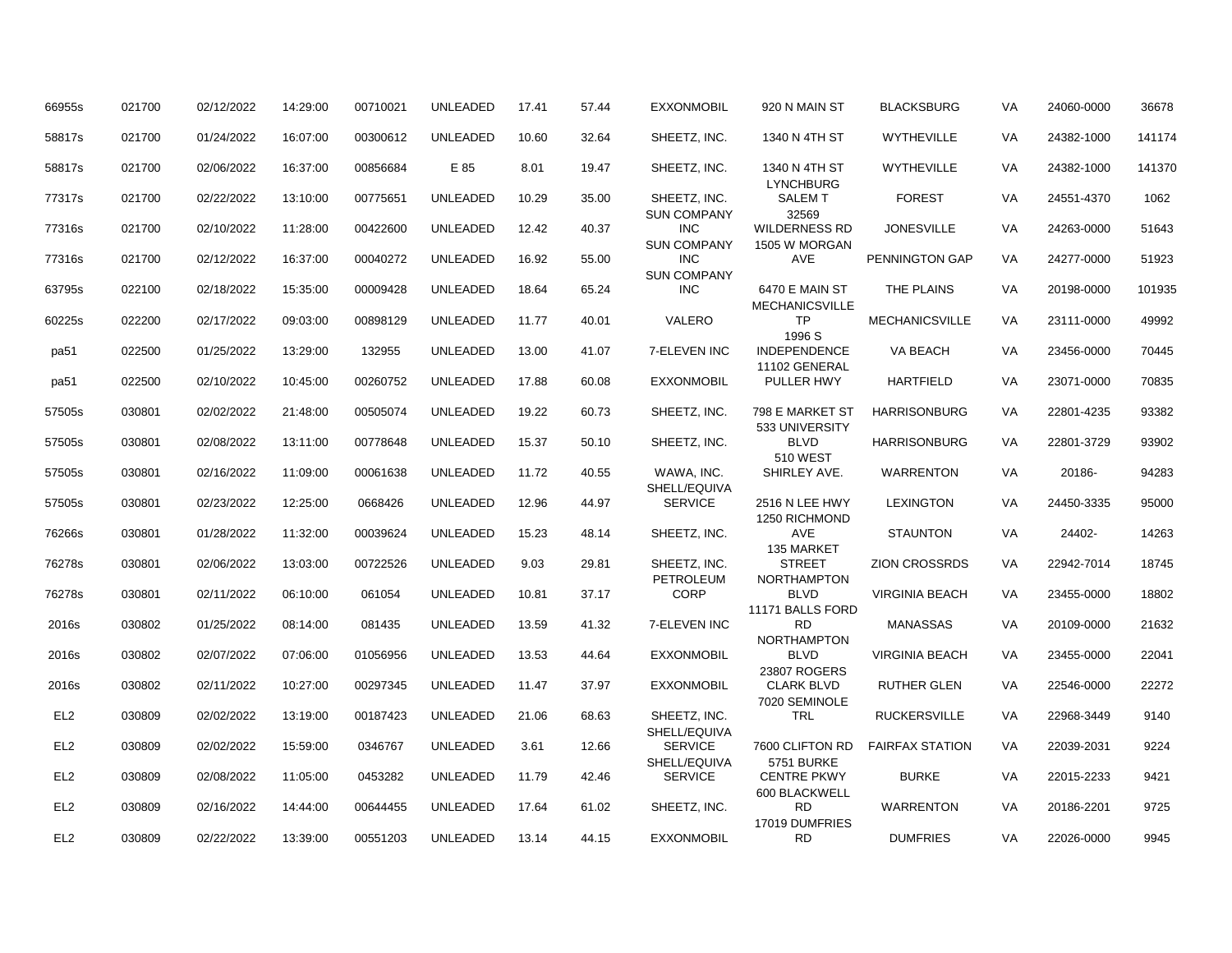| | | | | | | | | | | | | | |
|---|---|---|---|---|---|---|---|---|---|---|---|---|---|
| 66955s | 021700 | 02/12/2022 | 14:29:00 | 00710021 | UNLEADED | 17.41 | 57.44 | EXXONMOBIL | 920 N MAIN ST | BLACKSBURG | VA | 24060-0000 | 36678 |
| 58817s | 021700 | 01/24/2022 | 16:07:00 | 00300612 | UNLEADED | 10.60 | 32.64 | SHEETZ, INC. | 1340 N 4TH ST | WYTHEVILLE | VA | 24382-1000 | 141174 |
| 58817s | 021700 | 02/06/2022 | 16:37:00 | 00856684 | E 85 | 8.01 | 19.47 | SHEETZ, INC. | 1340 N 4TH ST | WYTHEVILLE | VA | 24382-1000 | 141370 |
| 77317s | 021700 | 02/22/2022 | 13:10:00 | 00775651 | UNLEADED | 10.29 | 35.00 | SHEETZ, INC. | LYNCHBURG SALEM T | FOREST | VA | 24551-4370 | 1062 |
| 77316s | 021700 | 02/10/2022 | 11:28:00 | 00422600 | UNLEADED | 12.42 | 40.37 | SUN COMPANY INC | 32569 WILDERNESS RD | JONESVILLE | VA | 24263-0000 | 51643 |
| 77316s | 021700 | 02/12/2022 | 16:37:00 | 00040272 | UNLEADED | 16.92 | 55.00 | SUN COMPANY INC | 1505 W MORGAN AVE | PENNINGTON GAP | VA | 24277-0000 | 51923 |
| 63795s | 022100 | 02/18/2022 | 15:35:00 | 00009428 | UNLEADED | 18.64 | 65.24 | SUN COMPANY INC | 6470 E MAIN ST | THE PLAINS | VA | 20198-0000 | 101935 |
| 60225s | 022200 | 02/17/2022 | 09:03:00 | 00898129 | UNLEADED | 11.77 | 40.01 | VALERO | MECHANICSVILLE TP | MECHANICSVILLE | VA | 23111-0000 | 49992 |
| pa51 | 022500 | 01/25/2022 | 13:29:00 | 132955 | UNLEADED | 13.00 | 41.07 | 7-ELEVEN INC | 1996 S INDEPENDENCE | VA BEACH | VA | 23456-0000 | 70445 |
| pa51 | 022500 | 02/10/2022 | 10:45:00 | 00260752 | UNLEADED | 17.88 | 60.08 | EXXONMOBIL | 11102 GENERAL PULLER HWY | HARTFIELD | VA | 23071-0000 | 70835 |
| 57505s | 030801 | 02/02/2022 | 21:48:00 | 00505074 | UNLEADED | 19.22 | 60.73 | SHEETZ, INC. | 798 E MARKET ST | HARRISONBURG | VA | 22801-4235 | 93382 |
| 57505s | 030801 | 02/08/2022 | 13:11:00 | 00778648 | UNLEADED | 15.37 | 50.10 | SHEETZ, INC. | 533 UNIVERSITY BLVD | HARRISONBURG | VA | 22801-3729 | 93902 |
| 57505s | 030801 | 02/16/2022 | 11:09:00 | 00061638 | UNLEADED | 11.72 | 40.55 | WAWA, INC. | 510 WEST SHIRLEY AVE. | WARRENTON | VA | 20186- | 94283 |
| 57505s | 030801 | 02/23/2022 | 12:25:00 | 0668426 | UNLEADED | 12.96 | 44.97 | SHELL/EQUIVA SERVICE | 2516 N LEE HWY | LEXINGTON | VA | 24450-3335 | 95000 |
| 76266s | 030801 | 01/28/2022 | 11:32:00 | 00039624 | UNLEADED | 15.23 | 48.14 | SHEETZ, INC. | 1250 RICHMOND AVE | STAUNTON | VA | 24402- | 14263 |
| 76278s | 030801 | 02/06/2022 | 13:03:00 | 00722526 | UNLEADED | 9.03 | 29.81 | SHEETZ, INC. | 135 MARKET STREET | ZION CROSSRDS | VA | 22942-7014 | 18745 |
| 76278s | 030801 | 02/11/2022 | 06:10:00 | 061054 | UNLEADED | 10.81 | 37.17 | PETROLEUM CORP | NORTHAMPTON BLVD | VIRGINIA BEACH | VA | 23455-0000 | 18802 |
| 2016s | 030802 | 01/25/2022 | 08:14:00 | 081435 | UNLEADED | 13.59 | 41.32 | 7-ELEVEN INC | 11171 BALLS FORD RD | MANASSAS | VA | 20109-0000 | 21632 |
| 2016s | 030802 | 02/07/2022 | 07:06:00 | 01056956 | UNLEADED | 13.53 | 44.64 | EXXONMOBIL | NORTHAMPTON BLVD | VIRGINIA BEACH | VA | 23455-0000 | 22041 |
| 2016s | 030802 | 02/11/2022 | 10:27:00 | 00297345 | UNLEADED | 11.47 | 37.97 | EXXONMOBIL | 23807 ROGERS CLARK BLVD | RUTHER GLEN | VA | 22546-0000 | 22272 |
| EL2 | 030809 | 02/02/2022 | 13:19:00 | 00187423 | UNLEADED | 21.06 | 68.63 | SHEETZ, INC. | 7020 SEMINOLE TRL | RUCKERSVILLE | VA | 22968-3449 | 9140 |
| EL2 | 030809 | 02/02/2022 | 15:59:00 | 0346767 | UNLEADED | 3.61 | 12.66 | SHELL/EQUIVA SERVICE | 7600 CLIFTON RD | FAIRFAX STATION | VA | 22039-2031 | 9224 |
| EL2 | 030809 | 02/08/2022 | 11:05:00 | 0453282 | UNLEADED | 11.79 | 42.46 | SHELL/EQUIVA SERVICE | 5751 BURKE CENTRE PKWY | BURKE | VA | 22015-2233 | 9421 |
| EL2 | 030809 | 02/16/2022 | 14:44:00 | 00644455 | UNLEADED | 17.64 | 61.02 | SHEETZ, INC. | 600 BLACKWELL RD | WARRENTON | VA | 20186-2201 | 9725 |
| EL2 | 030809 | 02/22/2022 | 13:39:00 | 00551203 | UNLEADED | 13.14 | 44.15 | EXXONMOBIL | 17019 DUMFRIES RD | DUMFRIES | VA | 22026-0000 | 9945 |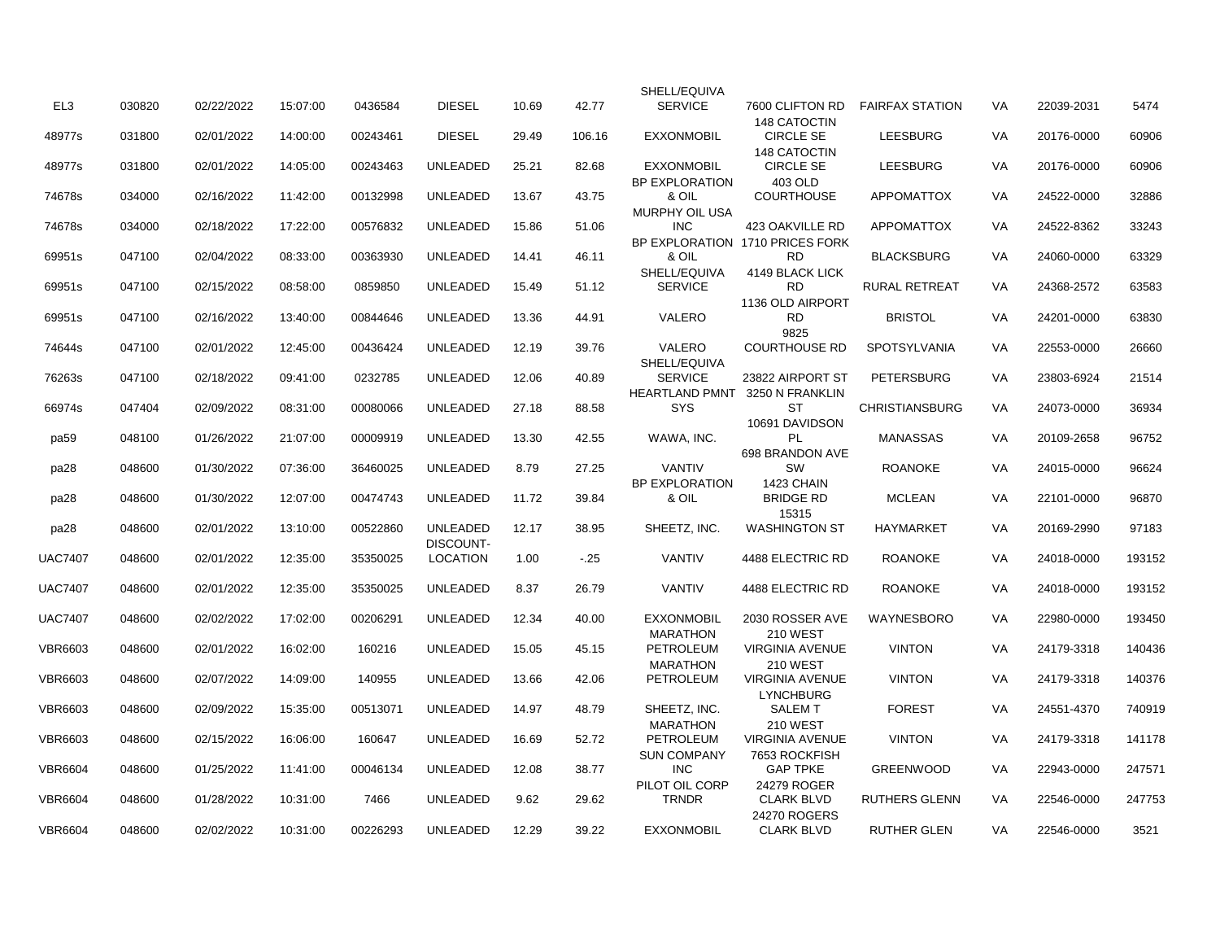| | | | | | | | | | | | | | |
|---|---|---|---|---|---|---|---|---|---|---|---|---|---|
| EL3 | 030820 | 02/22/2022 | 15:07:00 | 0436584 | DIESEL | 10.69 | 42.77 | SHELL/EQUIVA SERVICE | 7600 CLIFTON RD | FAIRFAX STATION | VA | 22039-2031 | 5474 |
| 48977s | 031800 | 02/01/2022 | 14:00:00 | 00243461 | DIESEL | 29.49 | 106.16 | EXXONMOBIL | 148 CATOCTIN CIRCLE SE | LEESBURG | VA | 20176-0000 | 60906 |
| 48977s | 031800 | 02/01/2022 | 14:05:00 | 00243463 | UNLEADED | 25.21 | 82.68 | EXXONMOBIL | 148 CATOCTIN CIRCLE SE | LEESBURG | VA | 20176-0000 | 60906 |
| 74678s | 034000 | 02/16/2022 | 11:42:00 | 00132998 | UNLEADED | 13.67 | 43.75 | BP EXPLORATION & OIL | 403 OLD COURTHOUSE | APPOMATTOX | VA | 24522-0000 | 32886 |
| 74678s | 034000 | 02/18/2022 | 17:22:00 | 00576832 | UNLEADED | 15.86 | 51.06 | MURPHY OIL USA INC | 423 OAKVILLE RD | APPOMATTOX | VA | 24522-8362 | 33243 |
| 69951s | 047100 | 02/04/2022 | 08:33:00 | 00363930 | UNLEADED | 14.41 | 46.11 | BP EXPLORATION & OIL | 1710 PRICES FORK RD | BLACKSBURG | VA | 24060-0000 | 63329 |
| 69951s | 047100 | 02/15/2022 | 08:58:00 | 0859850 | UNLEADED | 15.49 | 51.12 | SHELL/EQUIVA SERVICE | 4149 BLACK LICK RD | RURAL RETREAT | VA | 24368-2572 | 63583 |
| 69951s | 047100 | 02/16/2022 | 13:40:00 | 00844646 | UNLEADED | 13.36 | 44.91 | VALERO | 1136 OLD AIRPORT RD | BRISTOL | VA | 24201-0000 | 63830 |
| 74644s | 047100 | 02/01/2022 | 12:45:00 | 00436424 | UNLEADED | 12.19 | 39.76 | VALERO | 9825 COURTHOUSE RD | SPOTSYLVANIA | VA | 22553-0000 | 26660 |
| 76263s | 047100 | 02/18/2022 | 09:41:00 | 0232785 | UNLEADED | 12.06 | 40.89 | SHELL/EQUIVA SERVICE | 23822 AIRPORT ST | PETERSBURG | VA | 23803-6924 | 21514 |
| 66974s | 047404 | 02/09/2022 | 08:31:00 | 00080066 | UNLEADED | 27.18 | 88.58 | HEARTLAND PMNT SYS | 3250 N FRANKLIN ST | CHRISTIANSBURG | VA | 24073-0000 | 36934 |
| pa59 | 048100 | 01/26/2022 | 21:07:00 | 00009919 | UNLEADED | 13.30 | 42.55 | WAWA, INC. | 10691 DAVIDSON PL | MANASSAS | VA | 20109-2658 | 96752 |
| pa28 | 048600 | 01/30/2022 | 07:36:00 | 36460025 | UNLEADED | 8.79 | 27.25 | VANTIV | 698 BRANDON AVE SW | ROANOKE | VA | 24015-0000 | 96624 |
| pa28 | 048600 | 01/30/2022 | 12:07:00 | 00474743 | UNLEADED | 11.72 | 39.84 | BP EXPLORATION & OIL | 1423 CHAIN BRIDGE RD | MCLEAN | VA | 22101-0000 | 96870 |
| pa28 | 048600 | 02/01/2022 | 13:10:00 | 00522860 | UNLEADED | 12.17 | 38.95 | SHEETZ, INC. | 15315 WASHINGTON ST | HAYMARKET | VA | 20169-2990 | 97183 |
| UAC7407 | 048600 | 02/01/2022 | 12:35:00 | 35350025 | DISCOUNT-LOCATION | 1.00 | -.25 | VANTIV | 4488 ELECTRIC RD | ROANOKE | VA | 24018-0000 | 193152 |
| UAC7407 | 048600 | 02/01/2022 | 12:35:00 | 35350025 | UNLEADED | 8.37 | 26.79 | VANTIV | 4488 ELECTRIC RD | ROANOKE | VA | 24018-0000 | 193152 |
| UAC7407 | 048600 | 02/02/2022 | 17:02:00 | 00206291 | UNLEADED | 12.34 | 40.00 | EXXONMOBIL | 2030 ROSSER AVE | WAYNESBORO | VA | 22980-0000 | 193450 |
| VBR6603 | 048600 | 02/01/2022 | 16:02:00 | 160216 | UNLEADED | 15.05 | 45.15 | MARATHON PETROLEUM | 210 WEST VIRGINIA AVENUE | VINTON | VA | 24179-3318 | 140436 |
| VBR6603 | 048600 | 02/07/2022 | 14:09:00 | 140955 | UNLEADED | 13.66 | 42.06 | MARATHON PETROLEUM | 210 WEST VIRGINIA AVENUE | VINTON | VA | 24179-3318 | 140376 |
| VBR6603 | 048600 | 02/09/2022 | 15:35:00 | 00513071 | UNLEADED | 14.97 | 48.79 | SHEETZ, INC. | LYNCHBURG SALEM T | FOREST | VA | 24551-4370 | 740919 |
| VBR6603 | 048600 | 02/15/2022 | 16:06:00 | 160647 | UNLEADED | 16.69 | 52.72 | MARATHON PETROLEUM | 210 WEST VIRGINIA AVENUE | VINTON | VA | 24179-3318 | 141178 |
| VBR6604 | 048600 | 01/25/2022 | 11:41:00 | 00046134 | UNLEADED | 12.08 | 38.77 | SUN COMPANY INC | 7653 ROCKFISH GAP TPKE | GREENWOOD | VA | 22943-0000 | 247571 |
| VBR6604 | 048600 | 01/28/2022 | 10:31:00 | 7466 | UNLEADED | 9.62 | 29.62 | PILOT OIL CORP TRNDR | 24279 ROGER CLARK BLVD | RUTHERS GLENN | VA | 22546-0000 | 247753 |
| VBR6604 | 048600 | 02/02/2022 | 10:31:00 | 00226293 | UNLEADED | 12.29 | 39.22 | EXXONMOBIL | 24270 ROGERS CLARK BLVD | RUTHER GLEN | VA | 22546-0000 | 3521 |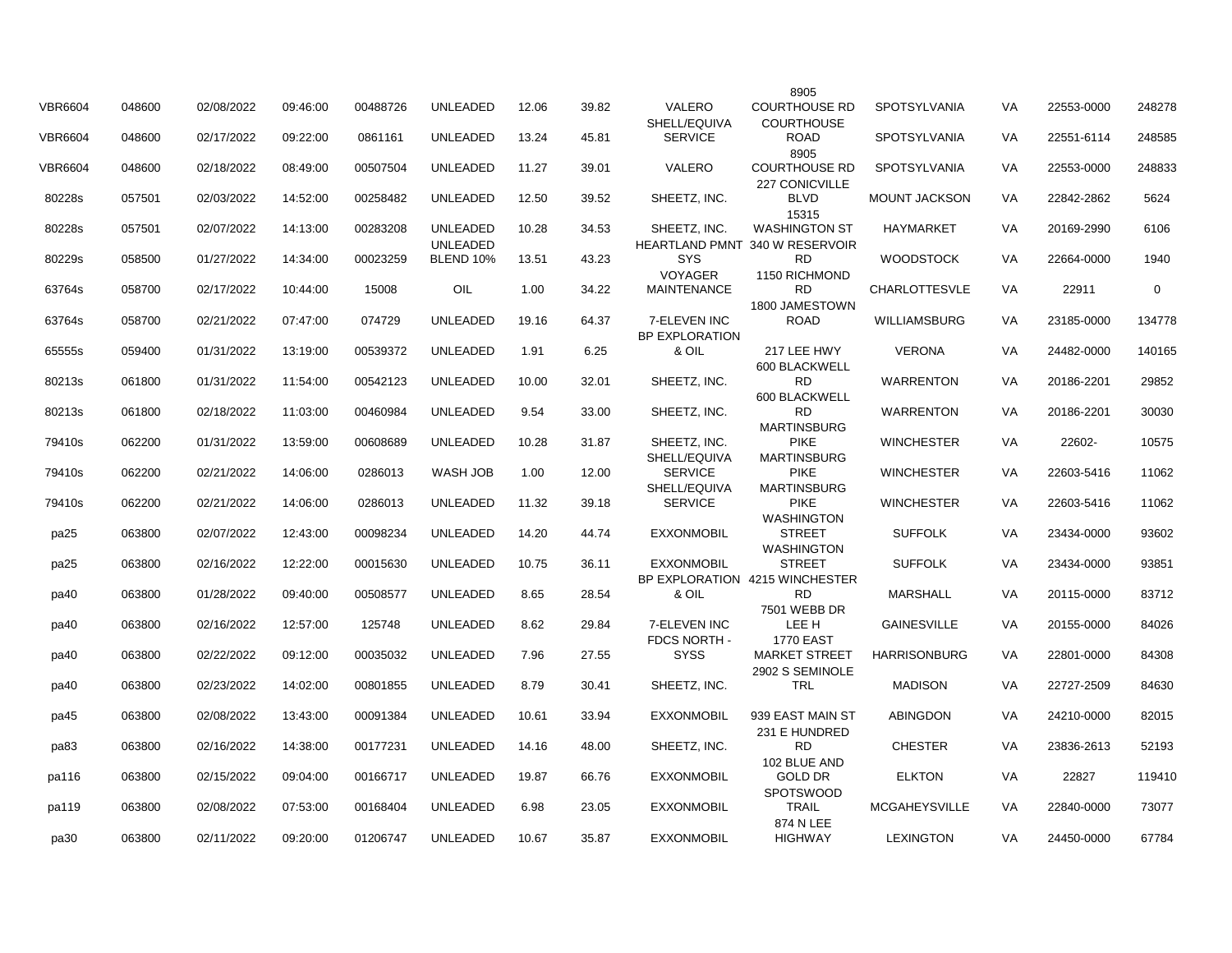| | | | | | | | | | | | | | |
|---|---|---|---|---|---|---|---|---|---|---|---|---|---|
| VBR6604 | 048600 | 02/08/2022 | 09:46:00 | 00488726 | UNLEADED | 12.06 | 39.82 | VALERO | 8905 COURTHOUSE RD | SPOTSYLVANIA | VA | 22553-0000 | 248278 |
| VBR6604 | 048600 | 02/17/2022 | 09:22:00 | 0861161 | UNLEADED | 13.24 | 45.81 | SHELL/EQUIVA SERVICE | COURTHOUSE ROAD | SPOTSYLVANIA | VA | 22551-6114 | 248585 |
| VBR6604 | 048600 | 02/18/2022 | 08:49:00 | 00507504 | UNLEADED | 11.27 | 39.01 | VALERO | 8905 COURTHOUSE RD | SPOTSYLVANIA | VA | 22553-0000 | 248833 |
| 80228s | 057501 | 02/03/2022 | 14:52:00 | 00258482 | UNLEADED | 12.50 | 39.52 | SHEETZ, INC. | 227 CONICVILLE BLVD | MOUNT JACKSON | VA | 22842-2862 | 5624 |
| 80228s | 057501 | 02/07/2022 | 14:13:00 | 00283208 | UNLEADED | 10.28 | 34.53 | SHEETZ, INC. | 15315 WASHINGTON ST | HAYMARKET | VA | 20169-2990 | 6106 |
| 80229s | 058500 | 01/27/2022 | 14:34:00 | 00023259 | UNLEADED BLEND 10% | 13.51 | 43.23 | HEARTLAND PMNT SYS | 340 W RESERVOIR RD | WOODSTOCK | VA | 22664-0000 | 1940 |
| 63764s | 058700 | 02/17/2022 | 10:44:00 | 15008 | OIL | 1.00 | 34.22 | VOYAGER MAINTENANCE | 1150 RICHMOND RD | CHARLOTTESVLE | VA | 22911 | 0 |
| 63764s | 058700 | 02/21/2022 | 07:47:00 | 074729 | UNLEADED | 19.16 | 64.37 | 7-ELEVEN INC | 1800 JAMESTOWN ROAD | WILLIAMSBURG | VA | 23185-0000 | 134778 |
| 65555s | 059400 | 01/31/2022 | 13:19:00 | 00539372 | UNLEADED | 1.91 | 6.25 | BP EXPLORATION & OIL | 217 LEE HWY | VERONA | VA | 24482-0000 | 140165 |
| 80213s | 061800 | 01/31/2022 | 11:54:00 | 00542123 | UNLEADED | 10.00 | 32.01 | SHEETZ, INC. | 600 BLACKWELL RD | WARRENTON | VA | 20186-2201 | 29852 |
| 80213s | 061800 | 02/18/2022 | 11:03:00 | 00460984 | UNLEADED | 9.54 | 33.00 | SHEETZ, INC. | 600 BLACKWELL RD | WARRENTON | VA | 20186-2201 | 30030 |
| 79410s | 062200 | 01/31/2022 | 13:59:00 | 00608689 | UNLEADED | 10.28 | 31.87 | SHEETZ, INC. | MARTINSBURG PIKE | WINCHESTER | VA | 22602- | 10575 |
| 79410s | 062200 | 02/21/2022 | 14:06:00 | 0286013 | WASH JOB | 1.00 | 12.00 | SHELL/EQUIVA SERVICE | MARTINSBURG PIKE | WINCHESTER | VA | 22603-5416 | 11062 |
| 79410s | 062200 | 02/21/2022 | 14:06:00 | 0286013 | UNLEADED | 11.32 | 39.18 | SHELL/EQUIVA SERVICE | MARTINSBURG PIKE | WINCHESTER | VA | 22603-5416 | 11062 |
| pa25 | 063800 | 02/07/2022 | 12:43:00 | 00098234 | UNLEADED | 14.20 | 44.74 | EXXONMOBIL | WASHINGTON STREET | SUFFOLK | VA | 23434-0000 | 93602 |
| pa25 | 063800 | 02/16/2022 | 12:22:00 | 00015630 | UNLEADED | 10.75 | 36.11 | EXXONMOBIL | WASHINGTON STREET | SUFFOLK | VA | 23434-0000 | 93851 |
| pa40 | 063800 | 01/28/2022 | 09:40:00 | 00508577 | UNLEADED | 8.65 | 28.54 | BP EXPLORATION & OIL | 4215 WINCHESTER RD | MARSHALL | VA | 20115-0000 | 83712 |
| pa40 | 063800 | 02/16/2022 | 12:57:00 | 125748 | UNLEADED | 8.62 | 29.84 | 7-ELEVEN INC | 7501 WEBB DR LEE H | GAINESVILLE | VA | 20155-0000 | 84026 |
| pa40 | 063800 | 02/22/2022 | 09:12:00 | 00035032 | UNLEADED | 7.96 | 27.55 | FDCS NORTH - SYSS | 1770 EAST MARKET STREET | HARRISONBURG | VA | 22801-0000 | 84308 |
| pa40 | 063800 | 02/23/2022 | 14:02:00 | 00801855 | UNLEADED | 8.79 | 30.41 | SHEETZ, INC. | 2902 S SEMINOLE TRL | MADISON | VA | 22727-2509 | 84630 |
| pa45 | 063800 | 02/08/2022 | 13:43:00 | 00091384 | UNLEADED | 10.61 | 33.94 | EXXONMOBIL | 939 EAST MAIN ST | ABINGDON | VA | 24210-0000 | 82015 |
| pa83 | 063800 | 02/16/2022 | 14:38:00 | 00177231 | UNLEADED | 14.16 | 48.00 | SHEETZ, INC. | 231 E HUNDRED RD | CHESTER | VA | 23836-2613 | 52193 |
| pa116 | 063800 | 02/15/2022 | 09:04:00 | 00166717 | UNLEADED | 19.87 | 66.76 | EXXONMOBIL | 102 BLUE AND GOLD DR | ELKTON | VA | 22827 | 119410 |
| pa119 | 063800 | 02/08/2022 | 07:53:00 | 00168404 | UNLEADED | 6.98 | 23.05 | EXXONMOBIL | SPOTSWOOD TRAIL | MCGAHEYSVILLE | VA | 22840-0000 | 73077 |
| pa30 | 063800 | 02/11/2022 | 09:20:00 | 01206747 | UNLEADED | 10.67 | 35.87 | EXXONMOBIL | 874 N LEE HIGHWAY | LEXINGTON | VA | 24450-0000 | 67784 |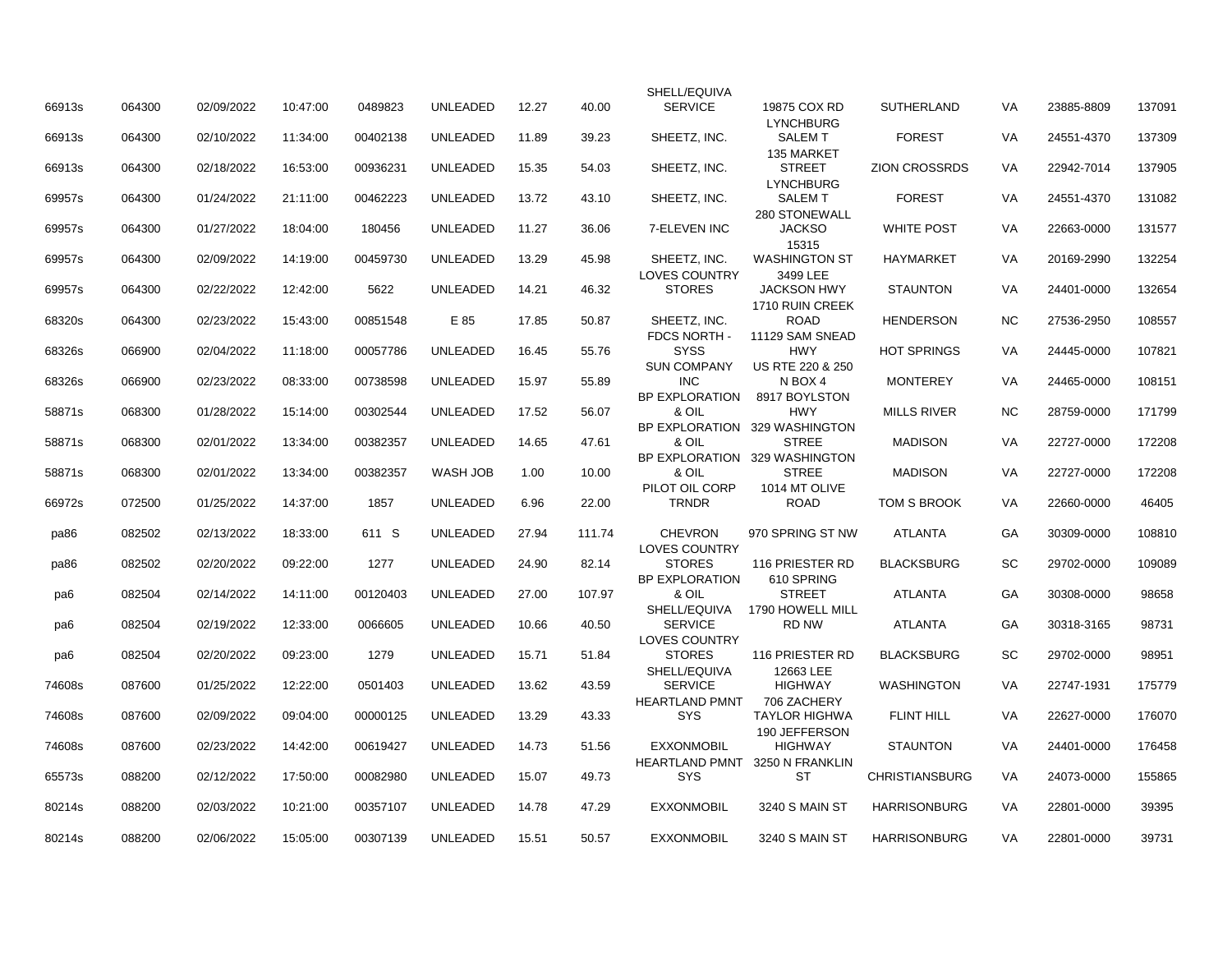| | | | | | | | | | | | | | |
|---|---|---|---|---|---|---|---|---|---|---|---|---|---|
| 66913s | 064300 | 02/09/2022 | 10:47:00 | 0489823 | UNLEADED | 12.27 | 40.00 | SHELL/EQUIVA SERVICE | 19875 COX RD | SUTHERLAND | VA | 23885-8809 | 137091 |
| 66913s | 064300 | 02/10/2022 | 11:34:00 | 00402138 | UNLEADED | 11.89 | 39.23 | SHEETZ, INC. | LYNCHBURG SALEM T | FOREST | VA | 24551-4370 | 137309 |
| 66913s | 064300 | 02/18/2022 | 16:53:00 | 00936231 | UNLEADED | 15.35 | 54.03 | SHEETZ, INC. | 135 MARKET STREET | ZION CROSSRDS | VA | 22942-7014 | 137905 |
| 69957s | 064300 | 01/24/2022 | 21:11:00 | 00462223 | UNLEADED | 13.72 | 43.10 | SHEETZ, INC. | LYNCHBURG SALEM T | FOREST | VA | 24551-4370 | 131082 |
| 69957s | 064300 | 01/27/2022 | 18:04:00 | 180456 | UNLEADED | 11.27 | 36.06 | 7-ELEVEN INC | 280 STONEWALL JACKSO | WHITE POST | VA | 22663-0000 | 131577 |
| 69957s | 064300 | 02/09/2022 | 14:19:00 | 00459730 | UNLEADED | 13.29 | 45.98 | SHEETZ, INC. | 15315 WASHINGTON ST | HAYMARKET | VA | 20169-2990 | 132254 |
| 69957s | 064300 | 02/22/2022 | 12:42:00 | 5622 | UNLEADED | 14.21 | 46.32 | LOVES COUNTRY STORES | 3499 LEE JACKSON HWY | STAUNTON | VA | 24401-0000 | 132654 |
| 68320s | 064300 | 02/23/2022 | 15:43:00 | 00851548 | E 85 | 17.85 | 50.87 | SHEETZ, INC. | 1710 RUIN CREEK ROAD | HENDERSON | NC | 27536-2950 | 108557 |
| 68326s | 066900 | 02/04/2022 | 11:18:00 | 00057786 | UNLEADED | 16.45 | 55.76 | FDCS NORTH - SYSS | 11129 SAM SNEAD HWY | HOT SPRINGS | VA | 24445-0000 | 107821 |
| 68326s | 066900 | 02/23/2022 | 08:33:00 | 00738598 | UNLEADED | 15.97 | 55.89 | SUN COMPANY INC | US RTE 220 & 250 N BOX 4 | MONTEREY | VA | 24465-0000 | 108151 |
| 58871s | 068300 | 01/28/2022 | 15:14:00 | 00302544 | UNLEADED | 17.52 | 56.07 | BP EXPLORATION & OIL | 8917 BOYLSTON HWY | MILLS RIVER | NC | 28759-0000 | 171799 |
| 58871s | 068300 | 02/01/2022 | 13:34:00 | 00382357 | UNLEADED | 14.65 | 47.61 | BP EXPLORATION & OIL | 329 WASHINGTON STREE | MADISON | VA | 22727-0000 | 172208 |
| 58871s | 068300 | 02/01/2022 | 13:34:00 | 00382357 | WASH JOB | 1.00 | 10.00 | BP EXPLORATION & OIL | 329 WASHINGTON STREE | MADISON | VA | 22727-0000 | 172208 |
| 66972s | 072500 | 01/25/2022 | 14:37:00 | 1857 | UNLEADED | 6.96 | 22.00 | PILOT OIL CORP TRNDR | 1014 MT OLIVE ROAD | TOM S BROOK | VA | 22660-0000 | 46405 |
| pa86 | 082502 | 02/13/2022 | 18:33:00 | 611 S | UNLEADED | 27.94 | 111.74 | CHEVRON | 970 SPRING ST NW | ATLANTA | GA | 30309-0000 | 108810 |
| pa86 | 082502 | 02/20/2022 | 09:22:00 | 1277 | UNLEADED | 24.90 | 82.14 | LOVES COUNTRY STORES | 116 PRIESTER RD | BLACKSBURG | SC | 29702-0000 | 109089 |
| pa6 | 082504 | 02/14/2022 | 14:11:00 | 00120403 | UNLEADED | 27.00 | 107.97 | BP EXPLORATION & OIL | 610 SPRING STREET | ATLANTA | GA | 30308-0000 | 98658 |
| pa6 | 082504 | 02/19/2022 | 12:33:00 | 0066605 | UNLEADED | 10.66 | 40.50 | SHELL/EQUIVA SERVICE | 1790 HOWELL MILL RD NW | ATLANTA | GA | 30318-3165 | 98731 |
| pa6 | 082504 | 02/20/2022 | 09:23:00 | 1279 | UNLEADED | 15.71 | 51.84 | LOVES COUNTRY STORES | 116 PRIESTER RD | BLACKSBURG | SC | 29702-0000 | 98951 |
| 74608s | 087600 | 01/25/2022 | 12:22:00 | 0501403 | UNLEADED | 13.62 | 43.59 | SHELL/EQUIVA SERVICE | 12663 LEE HIGHWAY | WASHINGTON | VA | 22747-1931 | 175779 |
| 74608s | 087600 | 02/09/2022 | 09:04:00 | 00000125 | UNLEADED | 13.29 | 43.33 | HEARTLAND PMNT SYS | 706 ZACHERY TAYLOR HIGHWA | FLINT HILL | VA | 22627-0000 | 176070 |
| 74608s | 087600 | 02/23/2022 | 14:42:00 | 00619427 | UNLEADED | 14.73 | 51.56 | EXXONMOBIL | 190 JEFFERSON HIGHWAY | STAUNTON | VA | 24401-0000 | 176458 |
| 65573s | 088200 | 02/12/2022 | 17:50:00 | 00082980 | UNLEADED | 15.07 | 49.73 | HEARTLAND PMNT SYS | 3250 N FRANKLIN ST | CHRISTIANSBURG | VA | 24073-0000 | 155865 |
| 80214s | 088200 | 02/03/2022 | 10:21:00 | 00357107 | UNLEADED | 14.78 | 47.29 | EXXONMOBIL | 3240 S MAIN ST | HARRISONBURG | VA | 22801-0000 | 39395 |
| 80214s | 088200 | 02/06/2022 | 15:05:00 | 00307139 | UNLEADED | 15.51 | 50.57 | EXXONMOBIL | 3240 S MAIN ST | HARRISONBURG | VA | 22801-0000 | 39731 |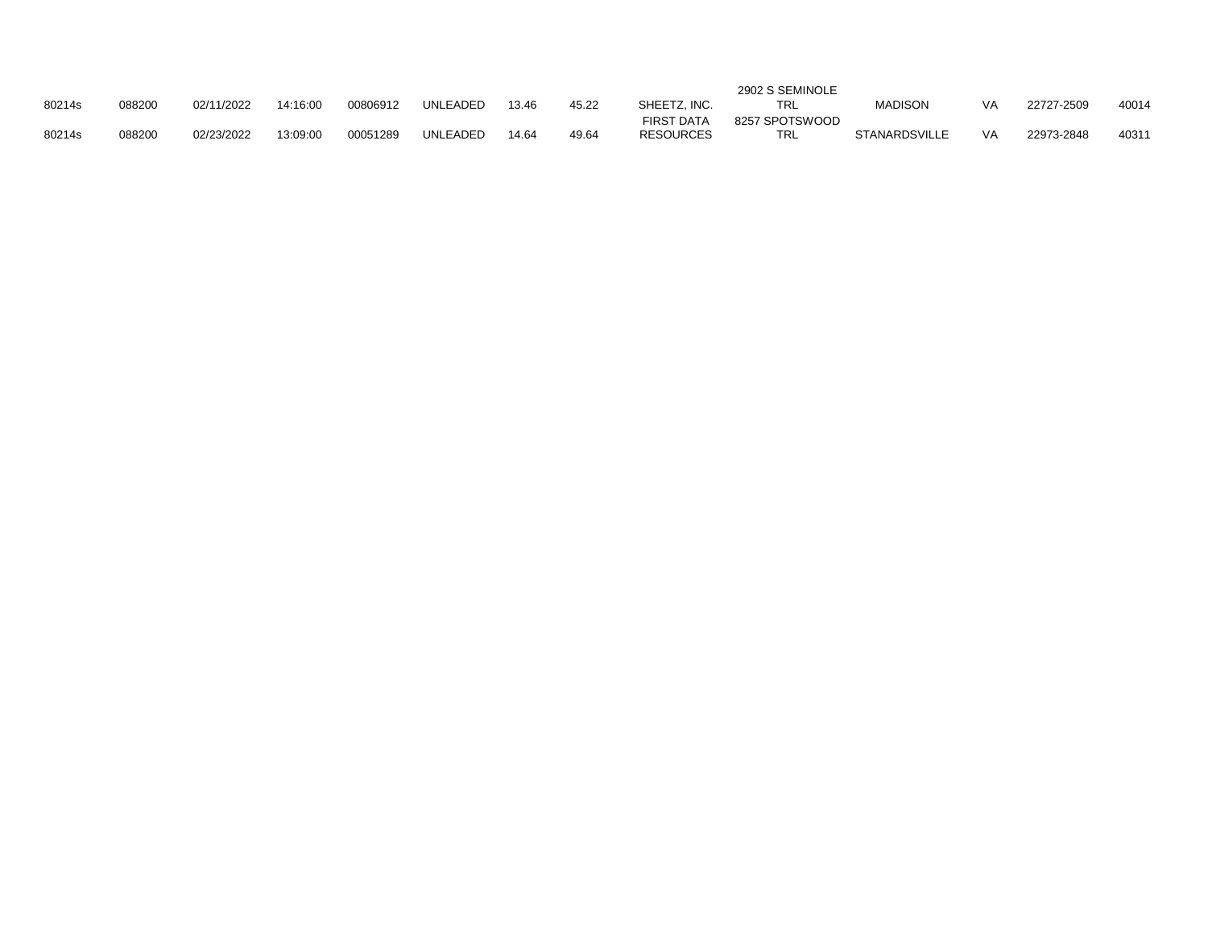| | | | | | | | | | | | | | |
|---|---|---|---|---|---|---|---|---|---|---|---|---|---|
| 80214s | 088200 | 02/11/2022 | 14:16:00 | 00806912 | UNLEADED | 13.46 | 45.22 | SHEETZ, INC. | 2902 S SEMINOLE TRL | MADISON | VA | 22727-2509 | 40014 |
| 80214s | 088200 | 02/23/2022 | 13:09:00 | 00051289 | UNLEADED | 14.64 | 49.64 | FIRST DATA RESOURCES | 8257 SPOTSWOOD TRL | STANARDSVILLE | VA | 22973-2848 | 40311 |